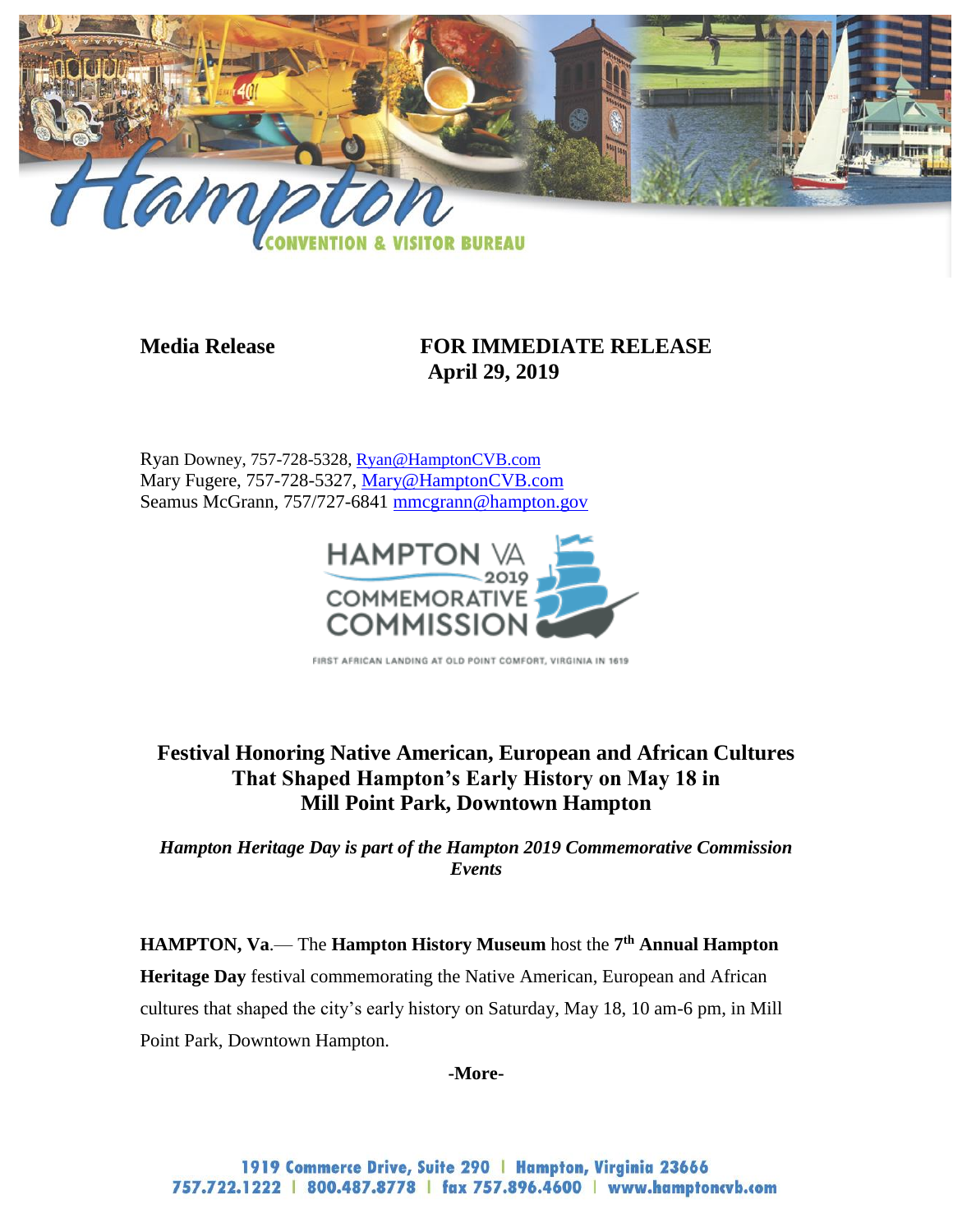**Media Release** **FOR IMMEDIATE RELEASE**
**April 29, 2019**

Ryan Downey, 757-728-5328, Ryan@HamptonCVB.com
Mary Fugere, 757-728-5327, Mary@HamptonCVB.com
Seamus McGrann, 757/727-6841 mmcgrann@hampton.gov

# Festival Honoring Native American, European and African Cultures That Shaped Hampton's Early History on May 18 in Mill Point Park, Downtown Hampton

***Hampton Heritage Day is part of the Hampton 2019 Commemorative Commission Events***

**HAMPTON, Va**.— The **Hampton History Museum** host the **7th Annual Hampton Heritage Day** festival commemorating the Native American, European and African cultures that shaped the city's early history on Saturday, May 18, 10 am-6 pm, in Mill Point Park, Downtown Hampton.

**-More-**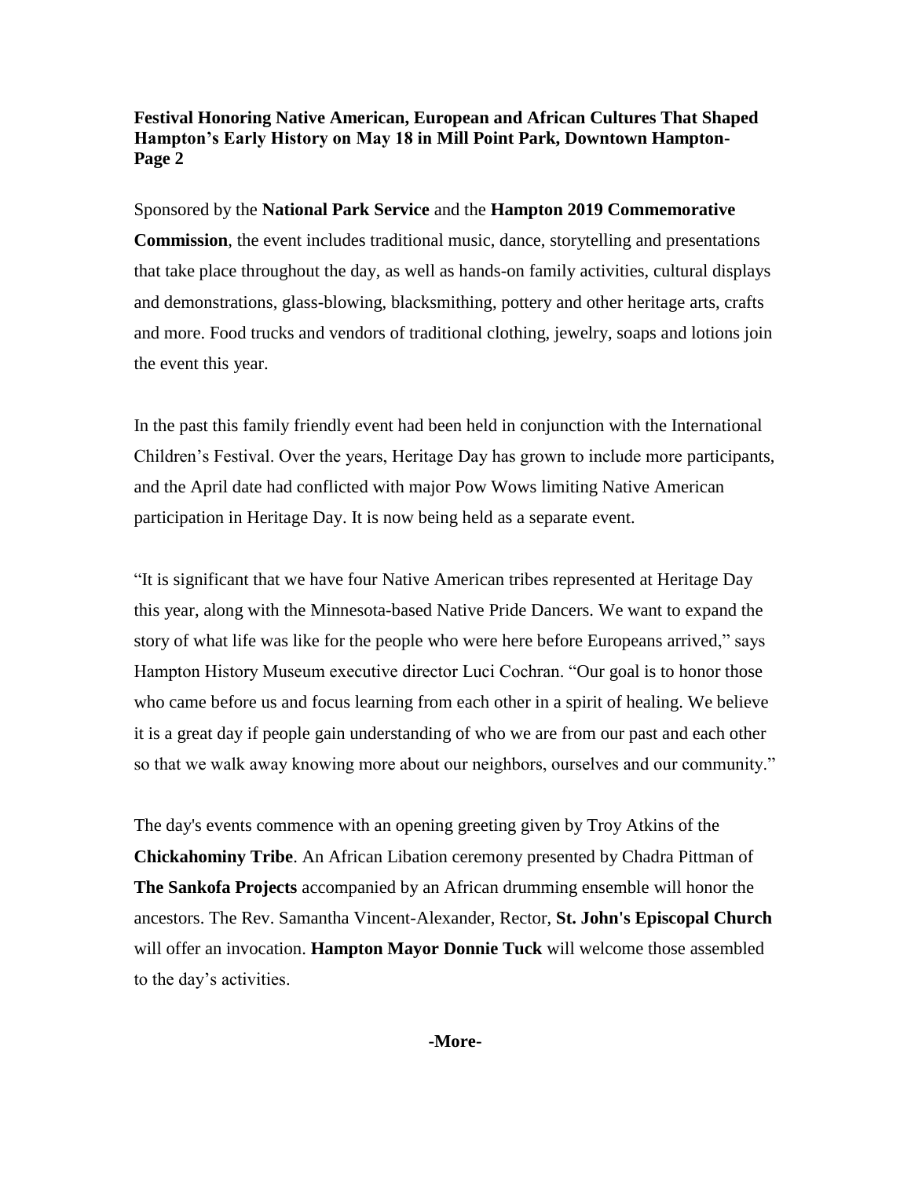**Festival Honoring Native American, European and African Cultures That Shaped Hampton's Early History on May 18 in Mill Point Park, Downtown Hampton- Page 2**

Sponsored by the **National Park Service** and the **Hampton 2019 Commemorative Commission**, the event includes traditional music, dance, storytelling and presentations that take place throughout the day, as well as hands-on family activities, cultural displays and demonstrations, glass-blowing, blacksmithing, pottery and other heritage arts, crafts and more. Food trucks and vendors of traditional clothing, jewelry, soaps and lotions join the event this year.

In the past this family friendly event had been held in conjunction with the International Children's Festival. Over the years, Heritage Day has grown to include more participants, and the April date had conflicted with major Pow Wows limiting Native American participation in Heritage Day. It is now being held as a separate event.

"It is significant that we have four Native American tribes represented at Heritage Day this year, along with the Minnesota-based Native Pride Dancers. We want to expand the story of what life was like for the people who were here before Europeans arrived," says Hampton History Museum executive director Luci Cochran. "Our goal is to honor those who came before us and focus learning from each other in a spirit of healing. We believe it is a great day if people gain understanding of who we are from our past and each other so that we walk away knowing more about our neighbors, ourselves and our community."

The day's events commence with an opening greeting given by Troy Atkins of the **Chickahominy Tribe**. An African Libation ceremony presented by Chadra Pittman of **The Sankofa Projects** accompanied by an African drumming ensemble will honor the ancestors. The Rev. Samantha Vincent-Alexander, Rector, **St. John's Episcopal Church** will offer an invocation. **Hampton Mayor Donnie Tuck** will welcome those assembled to the day's activities.

**-More-**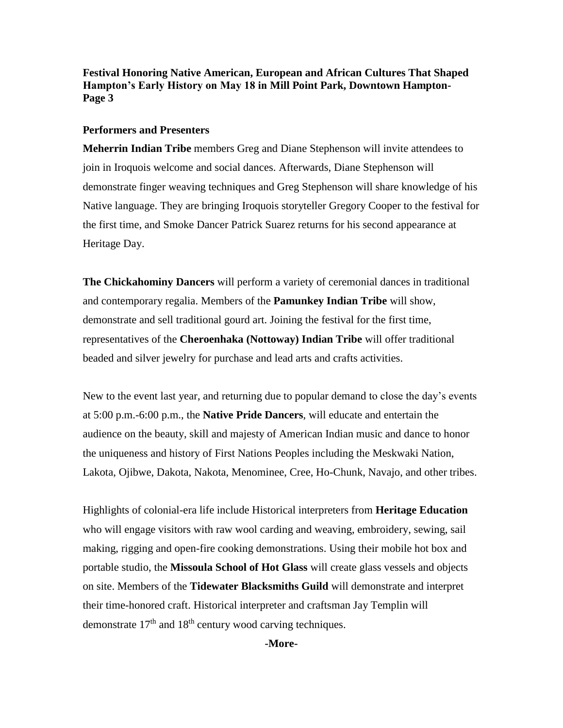**Festival Honoring Native American, European and African Cultures That Shaped Hampton's Early History on May 18 in Mill Point Park, Downtown Hampton- Page 3**

**Performers and Presenters**

**Meherrin Indian Tribe** members Greg and Diane Stephenson will invite attendees to join in Iroquois welcome and social dances. Afterwards, Diane Stephenson will demonstrate finger weaving techniques and Greg Stephenson will share knowledge of his Native language. They are bringing Iroquois storyteller Gregory Cooper to the festival for the first time, and Smoke Dancer Patrick Suarez returns for his second appearance at Heritage Day.

**The Chickahominy Dancers** will perform a variety of ceremonial dances in traditional and contemporary regalia. Members of the **Pamunkey Indian Tribe** will show, demonstrate and sell traditional gourd art. Joining the festival for the first time, representatives of the **Cheroenhaka (Nottoway) Indian Tribe** will offer traditional beaded and silver jewelry for purchase and lead arts and crafts activities.

New to the event last year, and returning due to popular demand to close the day's events at 5:00 p.m.-6:00 p.m., the **Native Pride Dancers**, will educate and entertain the audience on the beauty, skill and majesty of American Indian music and dance to honor the uniqueness and history of First Nations Peoples including the Meskwaki Nation, Lakota, Ojibwe, Dakota, Nakota, Menominee, Cree, Ho-Chunk, Navajo, and other tribes.

Highlights of colonial-era life include Historical interpreters from **Heritage Education** who will engage visitors with raw wool carding and weaving, embroidery, sewing, sail making, rigging and open-fire cooking demonstrations. Using their mobile hot box and portable studio, the **Missoula School of Hot Glass** will create glass vessels and objects on site. Members of the **Tidewater Blacksmiths Guild** will demonstrate and interpret their time-honored craft. Historical interpreter and craftsman Jay Templin will demonstrate 17th and 18th century wood carving techniques.

**-More-**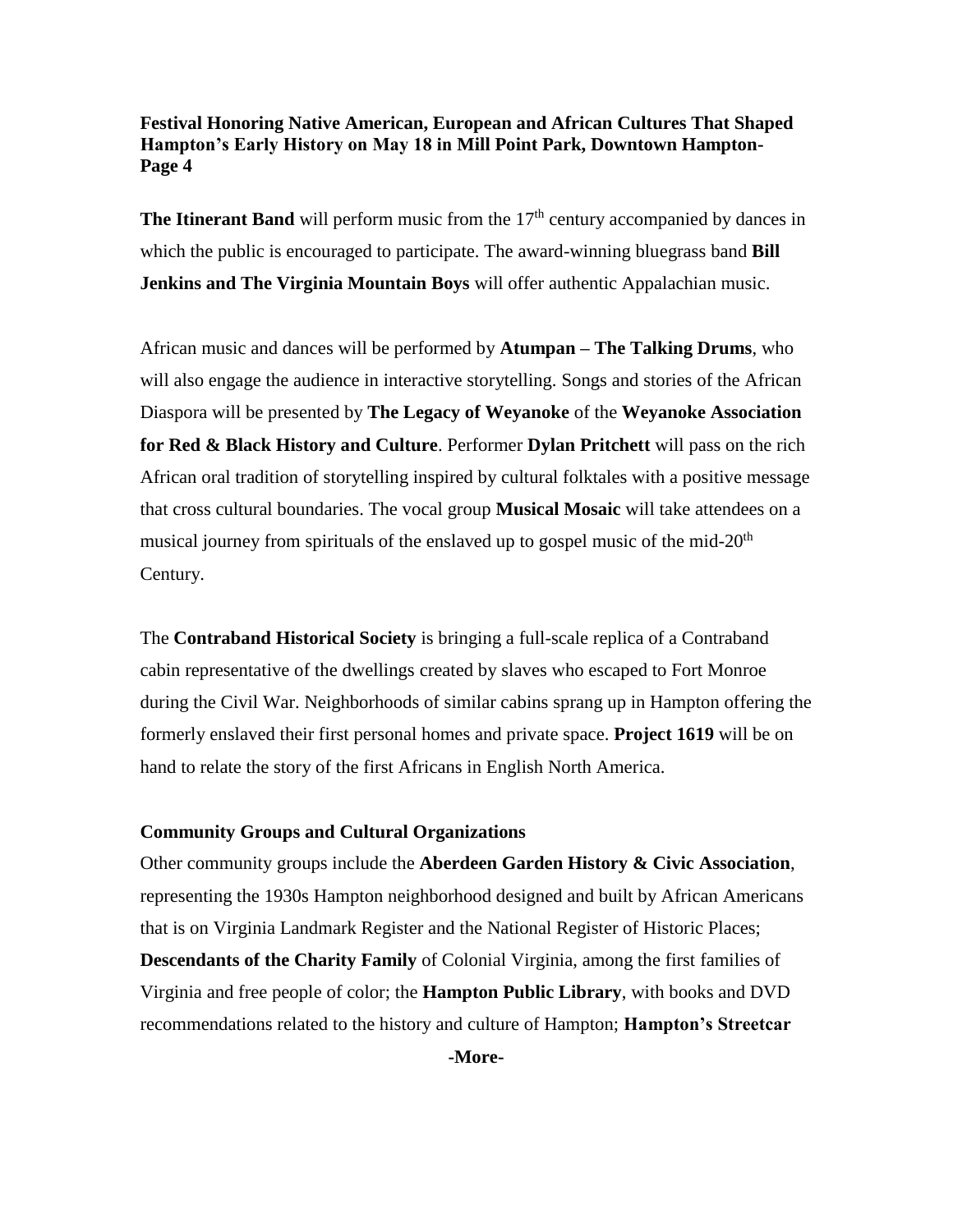**The Itinerant Band** will perform music from the 17th century accompanied by dances in which the public is encouraged to participate. The award-winning bluegrass band **Bill Jenkins and The Virginia Mountain Boys** will offer authentic Appalachian music.

African music and dances will be performed by **Atumpan – The Talking Drums**, who will also engage the audience in interactive storytelling. Songs and stories of the African Diaspora will be presented by **The Legacy of Weyanoke** of the **Weyanoke Association for Red & Black History and Culture**. Performer **Dylan Pritchett** will pass on the rich African oral tradition of storytelling inspired by cultural folktales with a positive message that cross cultural boundaries. The vocal group **Musical Mosaic** will take attendees on a musical journey from spirituals of the enslaved up to gospel music of the mid-20th Century.

The **Contraband Historical Society** is bringing a full-scale replica of a Contraband cabin representative of the dwellings created by slaves who escaped to Fort Monroe during the Civil War. Neighborhoods of similar cabins sprang up in Hampton offering the formerly enslaved their first personal homes and private space. **Project 1619** will be on hand to relate the story of the first Africans in English North America.

**Community Groups and Cultural Organizations**

Other community groups include the **Aberdeen Garden History & Civic Association**, representing the 1930s Hampton neighborhood designed and built by African Americans that is on Virginia Landmark Register and the National Register of Historic Places; **Descendants of the Charity Family** of Colonial Virginia, among the first families of Virginia and free people of color; the **Hampton Public Library**, with books and DVD recommendations related to the history and culture of Hampton; **Hampton's Streetcar**

-More-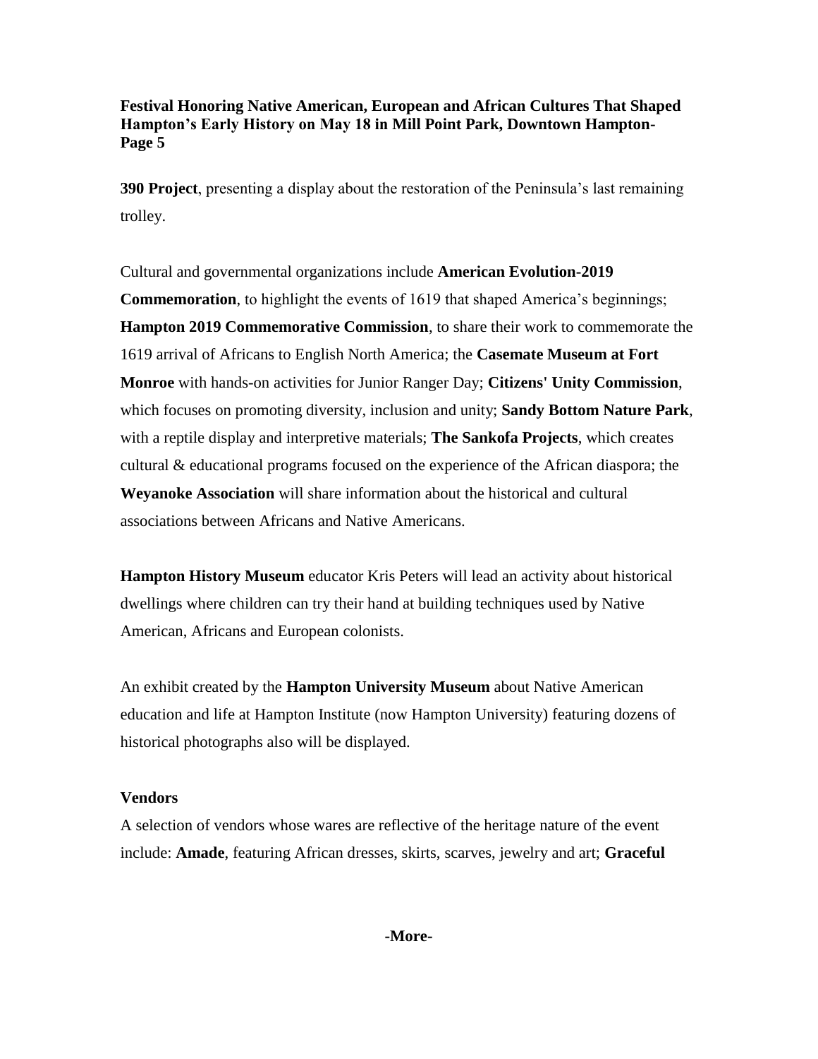**390 Project**, presenting a display about the restoration of the Peninsula's last remaining trolley.

Cultural and governmental organizations include **American Evolution-2019 Commemoration**, to highlight the events of 1619 that shaped America's beginnings; **Hampton 2019 Commemorative Commission**, to share their work to commemorate the 1619 arrival of Africans to English North America; the **Casemate Museum at Fort Monroe** with hands-on activities for Junior Ranger Day; **Citizens' Unity Commission**, which focuses on promoting diversity, inclusion and unity; **Sandy Bottom Nature Park**, with a reptile display and interpretive materials; **The Sankofa Projects**, which creates cultural & educational programs focused on the experience of the African diaspora; the **Weyanoke Association** will share information about the historical and cultural associations between Africans and Native Americans.

**Hampton History Museum** educator Kris Peters will lead an activity about historical dwellings where children can try their hand at building techniques used by Native American, Africans and European colonists.

An exhibit created by the **Hampton University Museum** about Native American education and life at Hampton Institute (now Hampton University) featuring dozens of historical photographs also will be displayed.

**Vendors**

A selection of vendors whose wares are reflective of the heritage nature of the event include: **Amade**, featuring African dresses, skirts, scarves, jewelry and art; **Graceful**

**-More-**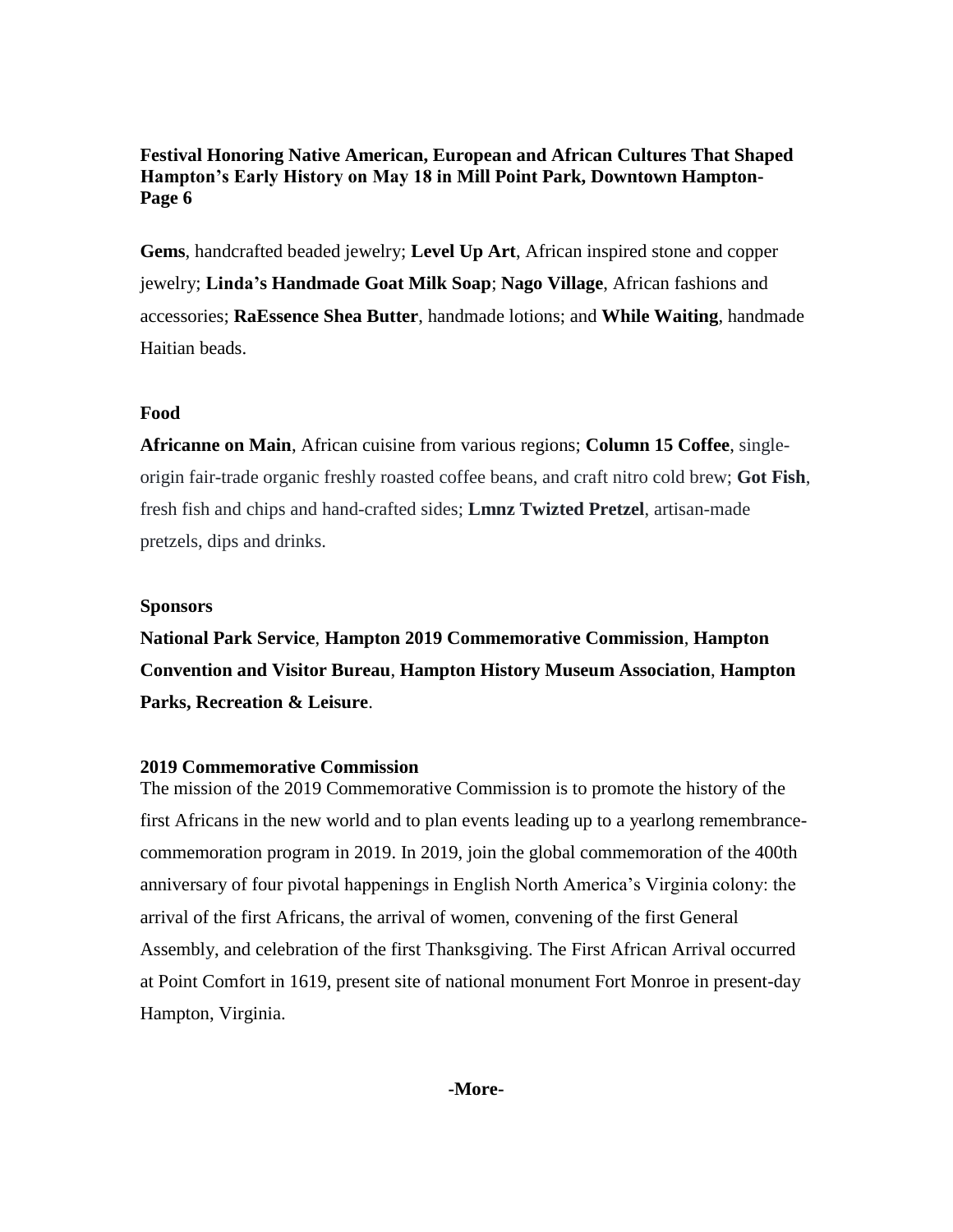**Gems**, handcrafted beaded jewelry; **Level Up Art**, African inspired stone and copper jewelry; **Linda's Handmade Goat Milk Soap**; **Nago Village**, African fashions and accessories; **RaEssence Shea Butter**, handmade lotions; and **While Waiting**, handmade Haitian beads.

**Food**

**Africanne on Main**, African cuisine from various regions; **Column 15 Coffee**, single-origin fair-trade organic freshly roasted coffee beans, and craft nitro cold brew; **Got Fish**, fresh fish and chips and hand-crafted sides; **Lmnz Twizted Pretzel**, artisan-made pretzels, dips and drinks.

**Sponsors**

**National Park Service**, **Hampton 2019 Commemorative Commission**, **Hampton Convention and Visitor Bureau**, **Hampton History Museum Association**, **Hampton Parks, Recreation & Leisure**.

**2019 Commemorative Commission**

The mission of the 2019 Commemorative Commission is to promote the history of the first Africans in the new world and to plan events leading up to a yearlong remembrance-commemoration program in 2019. In 2019, join the global commemoration of the 400th anniversary of four pivotal happenings in English North America's Virginia colony: the arrival of the first Africans, the arrival of women, convening of the first General Assembly, and celebration of the first Thanksgiving. The First African Arrival occurred at Point Comfort in 1619, present site of national monument Fort Monroe in present-day Hampton, Virginia.

**-More-**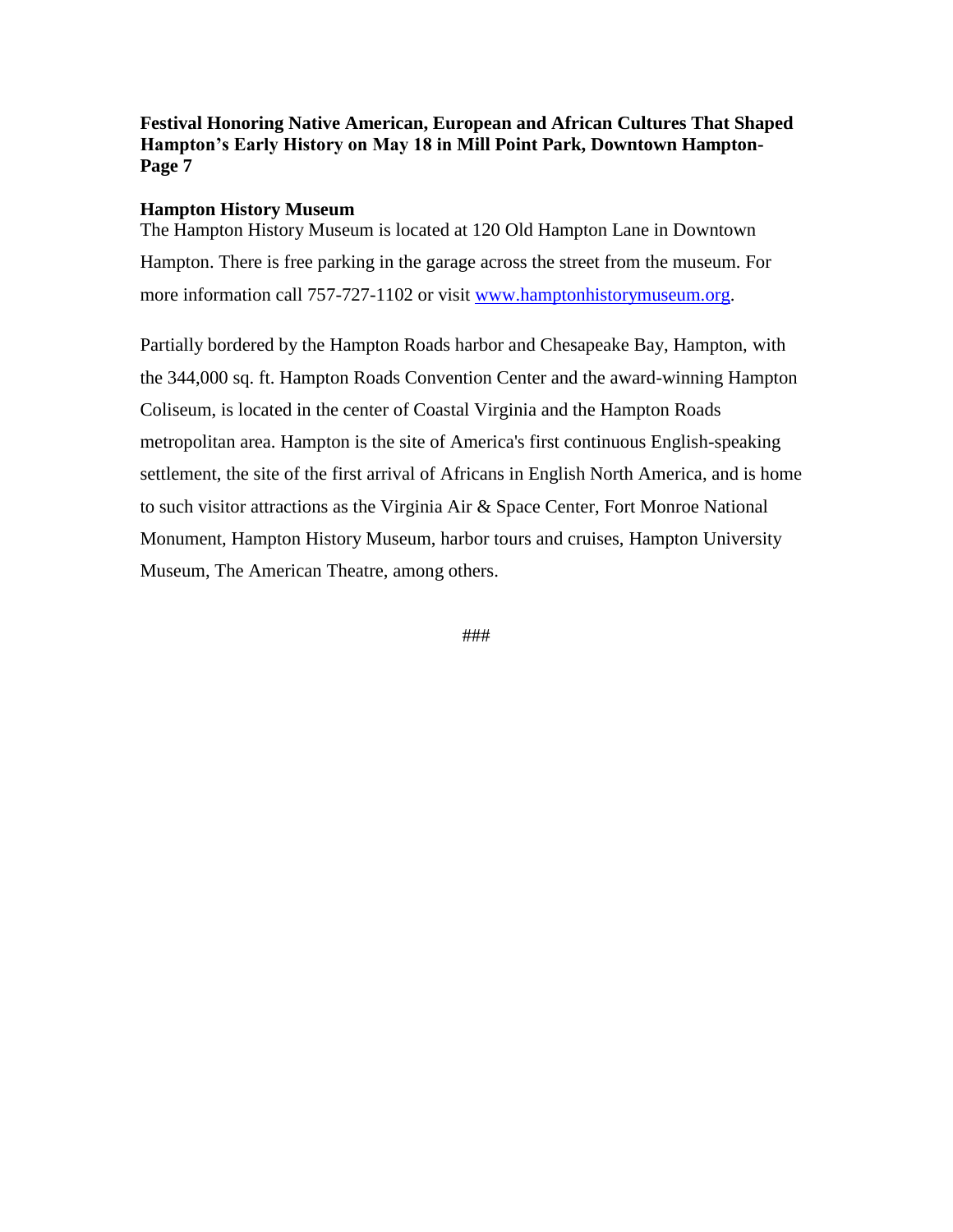**Festival Honoring Native American, European and African Cultures That Shaped Hampton's Early History on May 18 in Mill Point Park, Downtown Hampton- Page 7**

**Hampton History Museum**

The Hampton History Museum is located at 120 Old Hampton Lane in Downtown Hampton. There is free parking in the garage across the street from the museum. For more information call 757-727-1102 or visit www.hamptonhistorymuseum.org.

Partially bordered by the Hampton Roads harbor and Chesapeake Bay, Hampton, with the 344,000 sq. ft. Hampton Roads Convention Center and the award-winning Hampton Coliseum, is located in the center of Coastal Virginia and the Hampton Roads metropolitan area. Hampton is the site of America's first continuous English-speaking settlement, the site of the first arrival of Africans in English North America, and is home to such visitor attractions as the Virginia Air & Space Center, Fort Monroe National Monument, Hampton History Museum, harbor tours and cruises, Hampton University Museum, The American Theatre, among others.

###